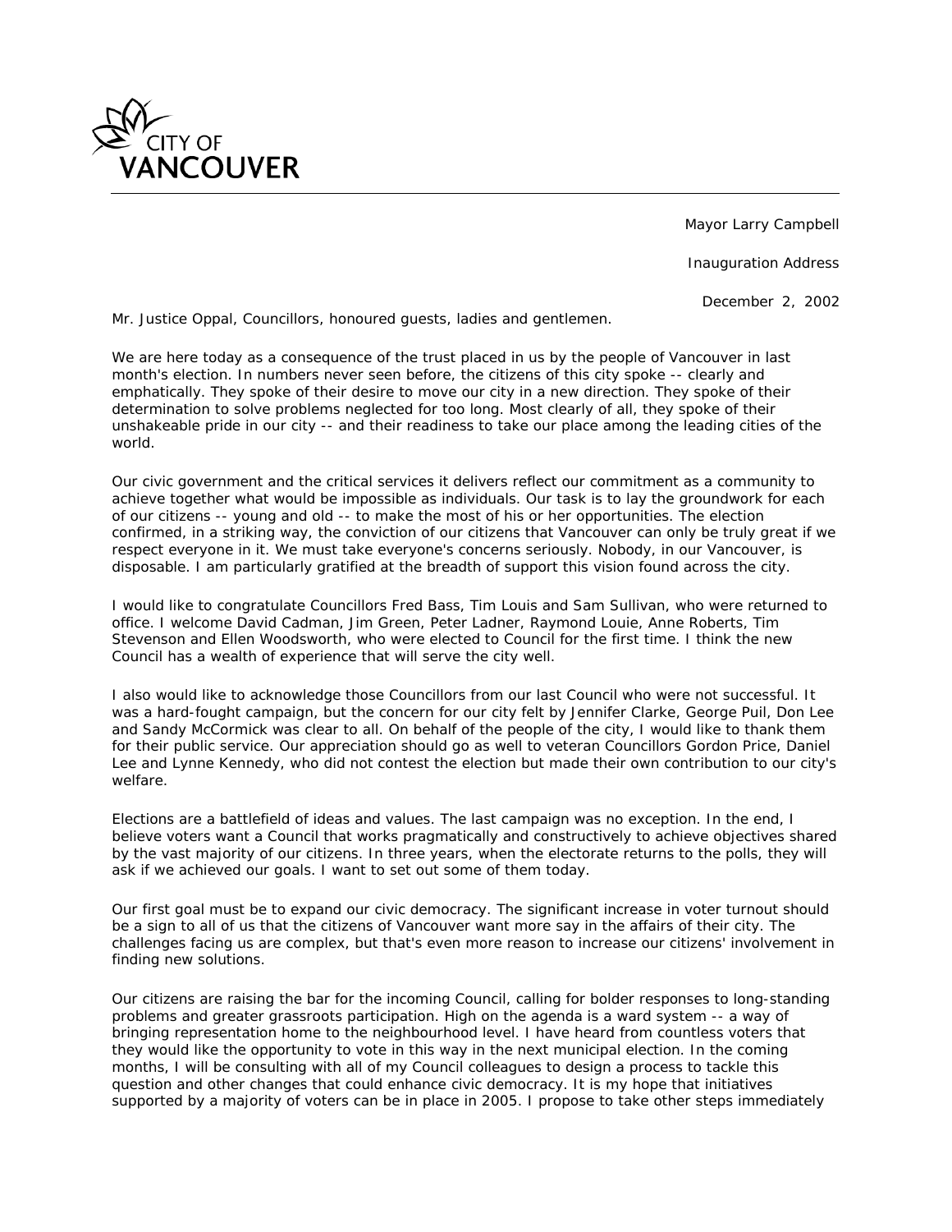CITY OF VANCOUVER

Mayor Larry Campbell

Inauguration Address

December 2, 2002

Mr. Justice Oppal, Councillors, honoured guests, ladies and gentlemen.

We are here today as a consequence of the trust placed in us by the people of Vancouver in last month's election. In numbers never seen before, the citizens of this city spoke -- clearly and emphatically. They spoke of their desire to move our city in a new direction. They spoke of their determination to solve problems neglected for too long. Most clearly of all, they spoke of their unshakeable pride in our city -- and their readiness to take our place among the leading cities of the world.

Our civic government and the critical services it delivers reflect our commitment as a community to achieve together what would be impossible as individuals. Our task is to lay the groundwork for each of our citizens -- young and old -- to make the most of his or her opportunities. The election confirmed, in a striking way, the conviction of our citizens that Vancouver can only be truly great if we respect everyone in it. We must take everyone's concerns seriously. Nobody, in our Vancouver, is disposable. I am particularly gratified at the breadth of support this vision found across the city.

I would like to congratulate Councillors Fred Bass, Tim Louis and Sam Sullivan, who were returned to office. I welcome David Cadman, Jim Green, Peter Ladner, Raymond Louie, Anne Roberts, Tim Stevenson and Ellen Woodsworth, who were elected to Council for the first time. I think the new Council has a wealth of experience that will serve the city well.

I also would like to acknowledge those Councillors from our last Council who were not successful. It was a hard-fought campaign, but the concern for our city felt by Jennifer Clarke, George Puil, Don Lee and Sandy McCormick was clear to all. On behalf of the people of the city, I would like to thank them for their public service. Our appreciation should go as well to veteran Councillors Gordon Price, Daniel Lee and Lynne Kennedy, who did not contest the election but made their own contribution to our city's welfare.

Elections are a battlefield of ideas and values. The last campaign was no exception. In the end, I believe voters want a Council that works pragmatically and constructively to achieve objectives shared by the vast majority of our citizens. In three years, when the electorate returns to the polls, they will ask if we achieved our goals. I want to set out some of them today.

Our first goal must be to expand our civic democracy. The significant increase in voter turnout should be a sign to all of us that the citizens of Vancouver want more say in the affairs of their city. The challenges facing us are complex, but that's even more reason to increase our citizens' involvement in finding new solutions.

Our citizens are raising the bar for the incoming Council, calling for bolder responses to long-standing problems and greater grassroots participation. High on the agenda is a ward system -- a way of bringing representation home to the neighbourhood level. I have heard from countless voters that they would like the opportunity to vote in this way in the next municipal election. In the coming months, I will be consulting with all of my Council colleagues to design a process to tackle this question and other changes that could enhance civic democracy. It is my hope that initiatives supported by a majority of voters can be in place in 2005. I propose to take other steps immediately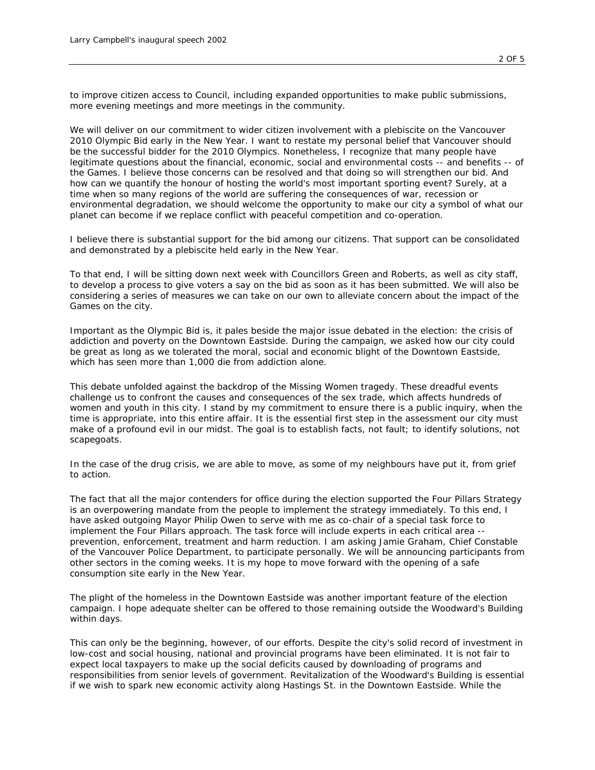to improve citizen access to Council, including expanded opportunities to make public submissions, more evening meetings and more meetings in the community.

We will deliver on our commitment to wider citizen involvement with a plebiscite on the Vancouver 2010 Olympic Bid early in the New Year. I want to restate my personal belief that Vancouver should be the successful bidder for the 2010 Olympics. Nonetheless, I recognize that many people have legitimate questions about the financial, economic, social and environmental costs -- and benefits -- of the Games. I believe those concerns can be resolved and that doing so will strengthen our bid. And how can we quantify the honour of hosting the world's most important sporting event? Surely, at a time when so many regions of the world are suffering the consequences of war, recession or environmental degradation, we should welcome the opportunity to make our city a symbol of what our planet can become if we replace conflict with peaceful competition and co-operation.

I believe there is substantial support for the bid among our citizens. That support can be consolidated and demonstrated by a plebiscite held early in the New Year.

To that end, I will be sitting down next week with Councillors Green and Roberts, as well as city staff, to develop a process to give voters a say on the bid as soon as it has been submitted. We will also be considering a series of measures we can take on our own to alleviate concern about the impact of the Games on the city.

Important as the Olympic Bid is, it pales beside the major issue debated in the election: the crisis of addiction and poverty on the Downtown Eastside. During the campaign, we asked how our city could be great as long as we tolerated the moral, social and economic blight of the Downtown Eastside, which has seen more than 1,000 die from addiction alone.

This debate unfolded against the backdrop of the Missing Women tragedy. These dreadful events challenge us to confront the causes and consequences of the sex trade, which affects hundreds of women and youth in this city. I stand by my commitment to ensure there is a public inquiry, when the time is appropriate, into this entire affair. It is the essential first step in the assessment our city must make of a profound evil in our midst. The goal is to establish facts, not fault; to identify solutions, not scapegoats.

In the case of the drug crisis, we are able to move, as some of my neighbours have put it, from grief to action.

The fact that all the major contenders for office during the election supported the Four Pillars Strategy is an overpowering mandate from the people to implement the strategy immediately. To this end, I have asked outgoing Mayor Philip Owen to serve with me as co-chair of a special task force to implement the Four Pillars approach. The task force will include experts in each critical area -- prevention, enforcement, treatment and harm reduction. I am asking Jamie Graham, Chief Constable of the Vancouver Police Department, to participate personally. We will be announcing participants from other sectors in the coming weeks. It is my hope to move forward with the opening of a safe consumption site early in the New Year.

The plight of the homeless in the Downtown Eastside was another important feature of the election campaign. I hope adequate shelter can be offered to those remaining outside the Woodward's Building within days.

This can only be the beginning, however, of our efforts. Despite the city's solid record of investment in low-cost and social housing, national and provincial programs have been eliminated. It is not fair to expect local taxpayers to make up the social deficits caused by downloading of programs and responsibilities from senior levels of government. Revitalization of the Woodward's Building is essential if we wish to spark new economic activity along Hastings St. in the Downtown Eastside. While the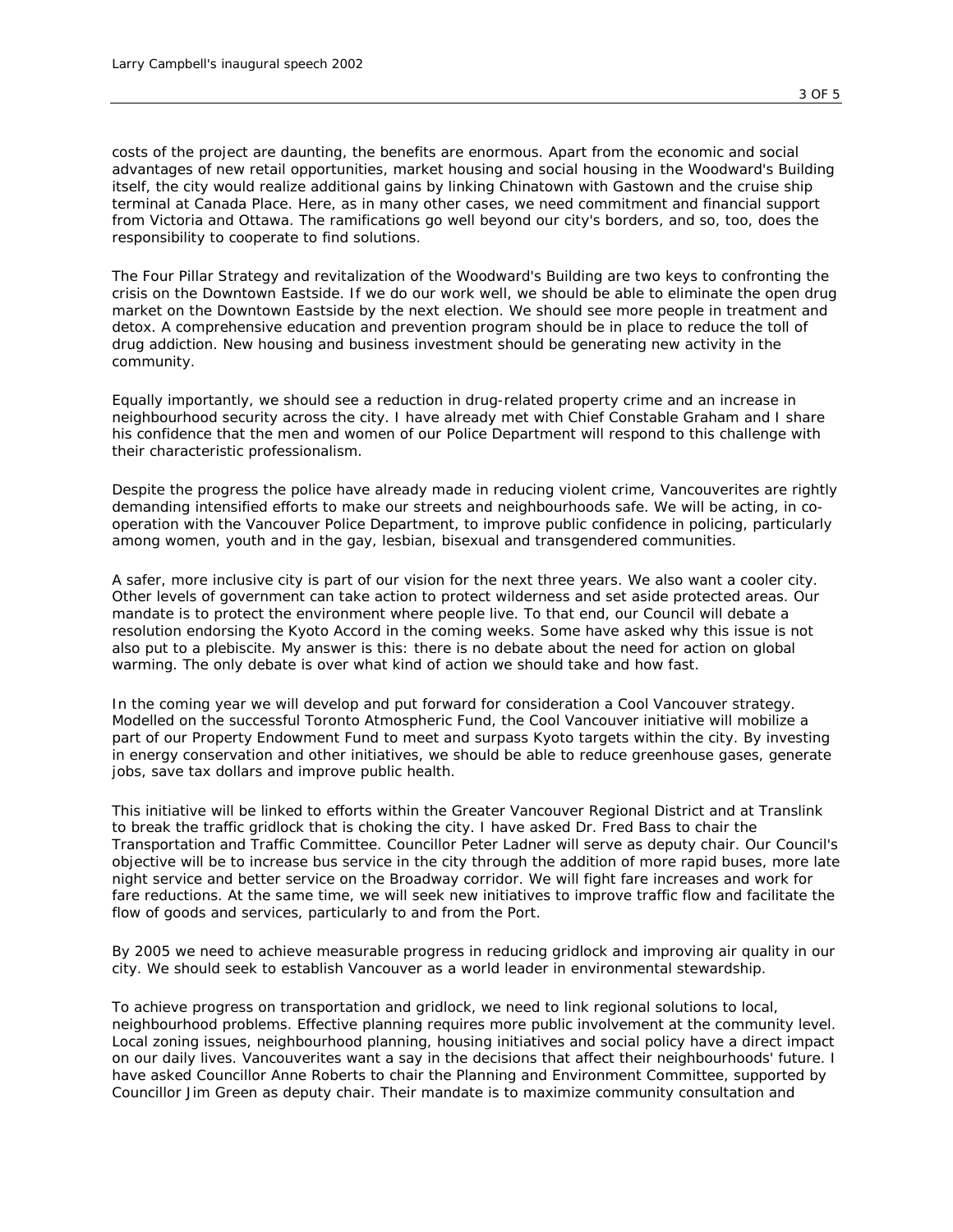costs of the project are daunting, the benefits are enormous. Apart from the economic and social advantages of new retail opportunities, market housing and social housing in the Woodward's Building itself, the city would realize additional gains by linking Chinatown with Gastown and the cruise ship terminal at Canada Place. Here, as in many other cases, we need commitment and financial support from Victoria and Ottawa. The ramifications go well beyond our city's borders, and so, too, does the responsibility to cooperate to find solutions.

The Four Pillar Strategy and revitalization of the Woodward's Building are two keys to confronting the crisis on the Downtown Eastside. If we do our work well, we should be able to eliminate the open drug market on the Downtown Eastside by the next election. We should see more people in treatment and detox. A comprehensive education and prevention program should be in place to reduce the toll of drug addiction. New housing and business investment should be generating new activity in the community.

Equally importantly, we should see a reduction in drug-related property crime and an increase in neighbourhood security across the city. I have already met with Chief Constable Graham and I share his confidence that the men and women of our Police Department will respond to this challenge with their characteristic professionalism.

Despite the progress the police have already made in reducing violent crime, Vancouverites are rightly demanding intensified efforts to make our streets and neighbourhoods safe. We will be acting, in co-operation with the Vancouver Police Department, to improve public confidence in policing, particularly among women, youth and in the gay, lesbian, bisexual and transgendered communities.

A safer, more inclusive city is part of our vision for the next three years. We also want a cooler city. Other levels of government can take action to protect wilderness and set aside protected areas. Our mandate is to protect the environment where people live. To that end, our Council will debate a resolution endorsing the Kyoto Accord in the coming weeks. Some have asked why this issue is not also put to a plebiscite. My answer is this: there is no debate about the need for action on global warming. The only debate is over what kind of action we should take and how fast.

In the coming year we will develop and put forward for consideration a Cool Vancouver strategy. Modelled on the successful Toronto Atmospheric Fund, the Cool Vancouver initiative will mobilize a part of our Property Endowment Fund to meet and surpass Kyoto targets within the city. By investing in energy conservation and other initiatives, we should be able to reduce greenhouse gases, generate jobs, save tax dollars and improve public health.

This initiative will be linked to efforts within the Greater Vancouver Regional District and at Translink to break the traffic gridlock that is choking the city. I have asked Dr. Fred Bass to chair the Transportation and Traffic Committee. Councillor Peter Ladner will serve as deputy chair. Our Council's objective will be to increase bus service in the city through the addition of more rapid buses, more late night service and better service on the Broadway corridor. We will fight fare increases and work for fare reductions. At the same time, we will seek new initiatives to improve traffic flow and facilitate the flow of goods and services, particularly to and from the Port.

By 2005 we need to achieve measurable progress in reducing gridlock and improving air quality in our city. We should seek to establish Vancouver as a world leader in environmental stewardship.

To achieve progress on transportation and gridlock, we need to link regional solutions to local, neighbourhood problems. Effective planning requires more public involvement at the community level. Local zoning issues, neighbourhood planning, housing initiatives and social policy have a direct impact on our daily lives. Vancouverites want a say in the decisions that affect their neighbourhoods' future. I have asked Councillor Anne Roberts to chair the Planning and Environment Committee, supported by Councillor Jim Green as deputy chair. Their mandate is to maximize community consultation and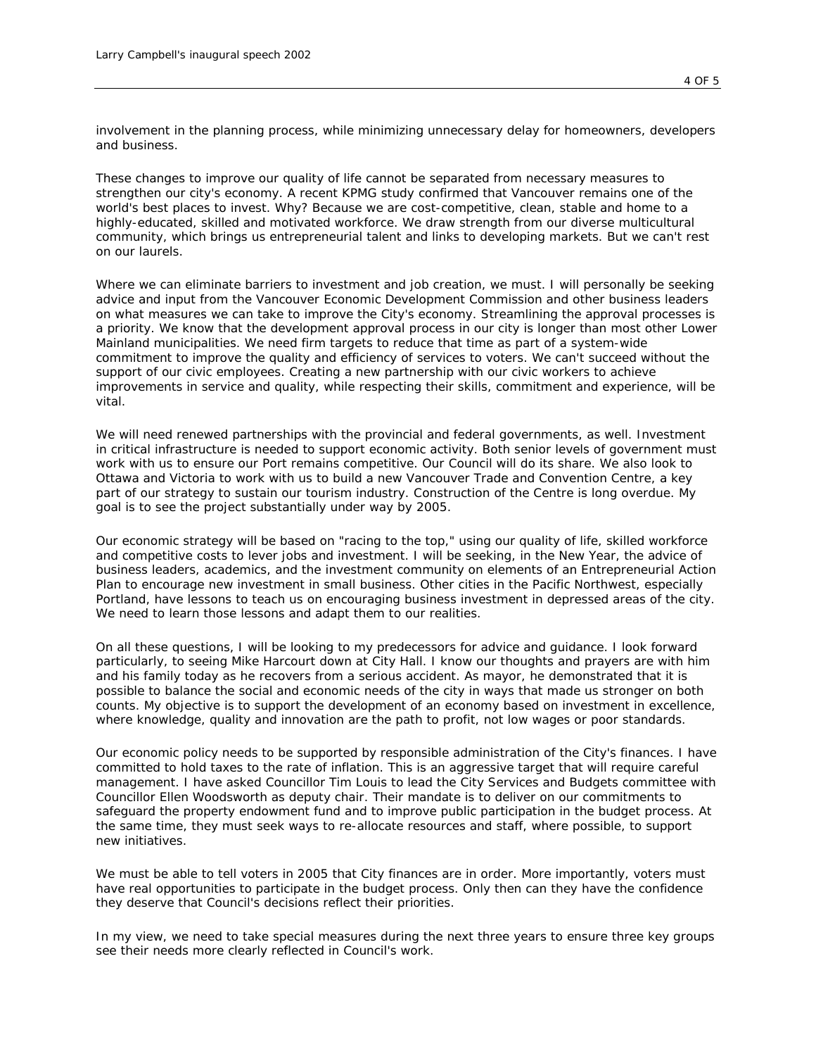involvement in the planning process, while minimizing unnecessary delay for homeowners, developers and business.

These changes to improve our quality of life cannot be separated from necessary measures to strengthen our city's economy. A recent KPMG study confirmed that Vancouver remains one of the world's best places to invest. Why? Because we are cost-competitive, clean, stable and home to a highly-educated, skilled and motivated workforce. We draw strength from our diverse multicultural community, which brings us entrepreneurial talent and links to developing markets. But we can't rest on our laurels.

Where we can eliminate barriers to investment and job creation, we must. I will personally be seeking advice and input from the Vancouver Economic Development Commission and other business leaders on what measures we can take to improve the City's economy. Streamlining the approval processes is a priority. We know that the development approval process in our city is longer than most other Lower Mainland municipalities. We need firm targets to reduce that time as part of a system-wide commitment to improve the quality and efficiency of services to voters. We can't succeed without the support of our civic employees. Creating a new partnership with our civic workers to achieve improvements in service and quality, while respecting their skills, commitment and experience, will be vital.

We will need renewed partnerships with the provincial and federal governments, as well. Investment in critical infrastructure is needed to support economic activity. Both senior levels of government must work with us to ensure our Port remains competitive. Our Council will do its share. We also look to Ottawa and Victoria to work with us to build a new Vancouver Trade and Convention Centre, a key part of our strategy to sustain our tourism industry. Construction of the Centre is long overdue. My goal is to see the project substantially under way by 2005.

Our economic strategy will be based on "racing to the top," using our quality of life, skilled workforce and competitive costs to lever jobs and investment. I will be seeking, in the New Year, the advice of business leaders, academics, and the investment community on elements of an Entrepreneurial Action Plan to encourage new investment in small business. Other cities in the Pacific Northwest, especially Portland, have lessons to teach us on encouraging business investment in depressed areas of the city. We need to learn those lessons and adapt them to our realities.

On all these questions, I will be looking to my predecessors for advice and guidance. I look forward particularly, to seeing Mike Harcourt down at City Hall. I know our thoughts and prayers are with him and his family today as he recovers from a serious accident. As mayor, he demonstrated that it is possible to balance the social and economic needs of the city in ways that made us stronger on both counts. My objective is to support the development of an economy based on investment in excellence, where knowledge, quality and innovation are the path to profit, not low wages or poor standards.

Our economic policy needs to be supported by responsible administration of the City's finances. I have committed to hold taxes to the rate of inflation. This is an aggressive target that will require careful management. I have asked Councillor Tim Louis to lead the City Services and Budgets committee with Councillor Ellen Woodsworth as deputy chair. Their mandate is to deliver on our commitments to safeguard the property endowment fund and to improve public participation in the budget process. At the same time, they must seek ways to re-allocate resources and staff, where possible, to support new initiatives.

We must be able to tell voters in 2005 that City finances are in order. More importantly, voters must have real opportunities to participate in the budget process. Only then can they have the confidence they deserve that Council's decisions reflect their priorities.

In my view, we need to take special measures during the next three years to ensure three key groups see their needs more clearly reflected in Council's work.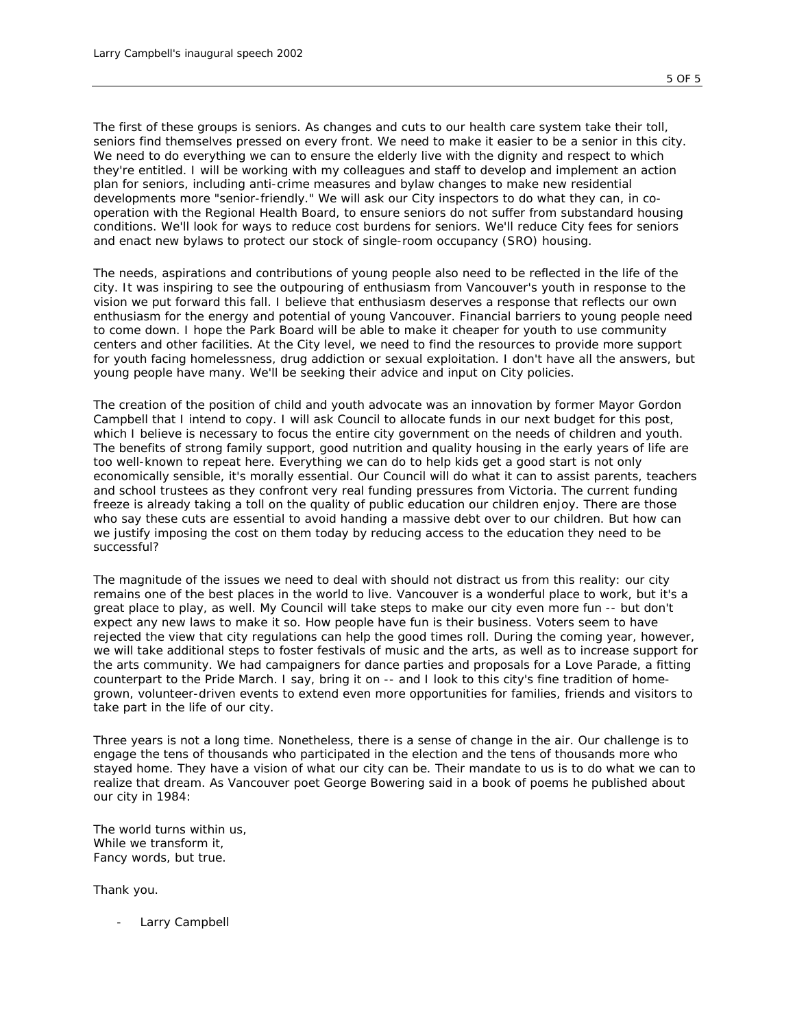The first of these groups is seniors. As changes and cuts to our health care system take their toll, seniors find themselves pressed on every front. We need to make it easier to be a senior in this city. We need to do everything we can to ensure the elderly live with the dignity and respect to which they're entitled. I will be working with my colleagues and staff to develop and implement an action plan for seniors, including anti-crime measures and bylaw changes to make new residential developments more "senior-friendly." We will ask our City inspectors to do what they can, in co-operation with the Regional Health Board, to ensure seniors do not suffer from substandard housing conditions. We'll look for ways to reduce cost burdens for seniors. We'll reduce City fees for seniors and enact new bylaws to protect our stock of single-room occupancy (SRO) housing.

The needs, aspirations and contributions of young people also need to be reflected in the life of the city. It was inspiring to see the outpouring of enthusiasm from Vancouver's youth in response to the vision we put forward this fall. I believe that enthusiasm deserves a response that reflects our own enthusiasm for the energy and potential of young Vancouver. Financial barriers to young people need to come down. I hope the Park Board will be able to make it cheaper for youth to use community centers and other facilities. At the City level, we need to find the resources to provide more support for youth facing homelessness, drug addiction or sexual exploitation. I don't have all the answers, but young people have many. We'll be seeking their advice and input on City policies.

The creation of the position of child and youth advocate was an innovation by former Mayor Gordon Campbell that I intend to copy. I will ask Council to allocate funds in our next budget for this post, which I believe is necessary to focus the entire city government on the needs of children and youth. The benefits of strong family support, good nutrition and quality housing in the early years of life are too well-known to repeat here. Everything we can do to help kids get a good start is not only economically sensible, it's morally essential. Our Council will do what it can to assist parents, teachers and school trustees as they confront very real funding pressures from Victoria. The current funding freeze is already taking a toll on the quality of public education our children enjoy. There are those who say these cuts are essential to avoid handing a massive debt over to our children. But how can we justify imposing the cost on them today by reducing access to the education they need to be successful?

The magnitude of the issues we need to deal with should not distract us from this reality: our city remains one of the best places in the world to live. Vancouver is a wonderful place to work, but it's a great place to play, as well. My Council will take steps to make our city even more fun -- but don't expect any new laws to make it so. How people have fun is their business. Voters seem to have rejected the view that city regulations can help the good times roll. During the coming year, however, we will take additional steps to foster festivals of music and the arts, as well as to increase support for the arts community. We had campaigners for dance parties and proposals for a Love Parade, a fitting counterpart to the Pride March. I say, bring it on -- and I look to this city's fine tradition of home-grown, volunteer-driven events to extend even more opportunities for families, friends and visitors to take part in the life of our city.

Three years is not a long time. Nonetheless, there is a sense of change in the air. Our challenge is to engage the tens of thousands who participated in the election and the tens of thousands more who stayed home. They have a vision of what our city can be. Their mandate to us is to do what we can to realize that dream. As Vancouver poet George Bowering said in a book of poems he published about our city in 1984:

The world turns within us,
While we transform it,
Fancy words, but true.

Thank you.

- Larry Campbell